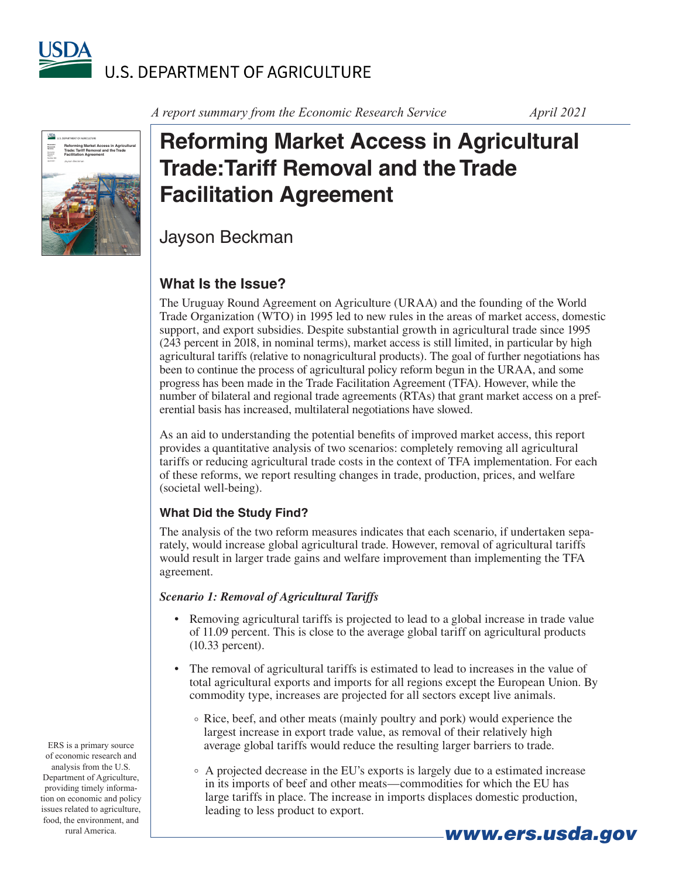A report summary from the Economic Research Service

April 2021

# Reforming Market Access in Agricultural Trade: Tariff Removal and the Trade Facilitation Agreement

Jayson Beckman

## What Is the Issue?

The Uruguay Round Agreement on Agriculture (URAA) and the founding of the World Trade Organization (WTO) in 1995 led to new rules in the areas of market access, domestic support, and export subsidies. Despite substantial growth in agricultural trade since 1995 (243 percent in 2018, in nominal terms), market access is still limited, in particular by high agricultural tariffs (relative to nonagricultural products). The goal of further negotiations has been to continue the process of agricultural policy reform begun in the URAA, and some progress has been made in the Trade Facilitation Agreement (TFA). However, while the number of bilateral and regional trade agreements (RTAs) that grant market access on a preferential basis has increased, multilateral negotiations have slowed.

As an aid to understanding the potential benefits of improved market access, this report provides a quantitative analysis of two scenarios: completely removing all agricultural tariffs or reducing agricultural trade costs in the context of TFA implementation. For each of these reforms, we report resulting changes in trade, production, prices, and welfare (societal well-being).

### What Did the Study Find?

The analysis of the two reform measures indicates that each scenario, if undertaken separately, would increase global agricultural trade. However, removal of agricultural tariffs would result in larger trade gains and welfare improvement than implementing the TFA agreement.

***Scenario 1: Removal of Agricultural Tariffs***

- Removing agricultural tariffs is projected to lead to a global increase in trade value of 11.09 percent. This is close to the average global tariff on agricultural products (10.33 percent).
- The removal of agricultural tariffs is estimated to lead to increases in the value of total agricultural exports and imports for all regions except the European Union. By commodity type, increases are projected for all sectors except live animals.
  - Rice, beef, and other meats (mainly poultry and pork) would experience the largest increase in export trade value, as removal of their relatively high average global tariffs would reduce the resulting larger barriers to trade.
  - A projected decrease in the EU's exports is largely due to a estimated increase in its imports of beef and other meats—commodities for which the EU has large tariffs in place. The increase in imports displaces domestic production, leading to less product to export.

ERS is a primary source of economic research and analysis from the U.S. Department of Agriculture, providing timely information on economic and policy issues related to agriculture, food, the environment, and rural America.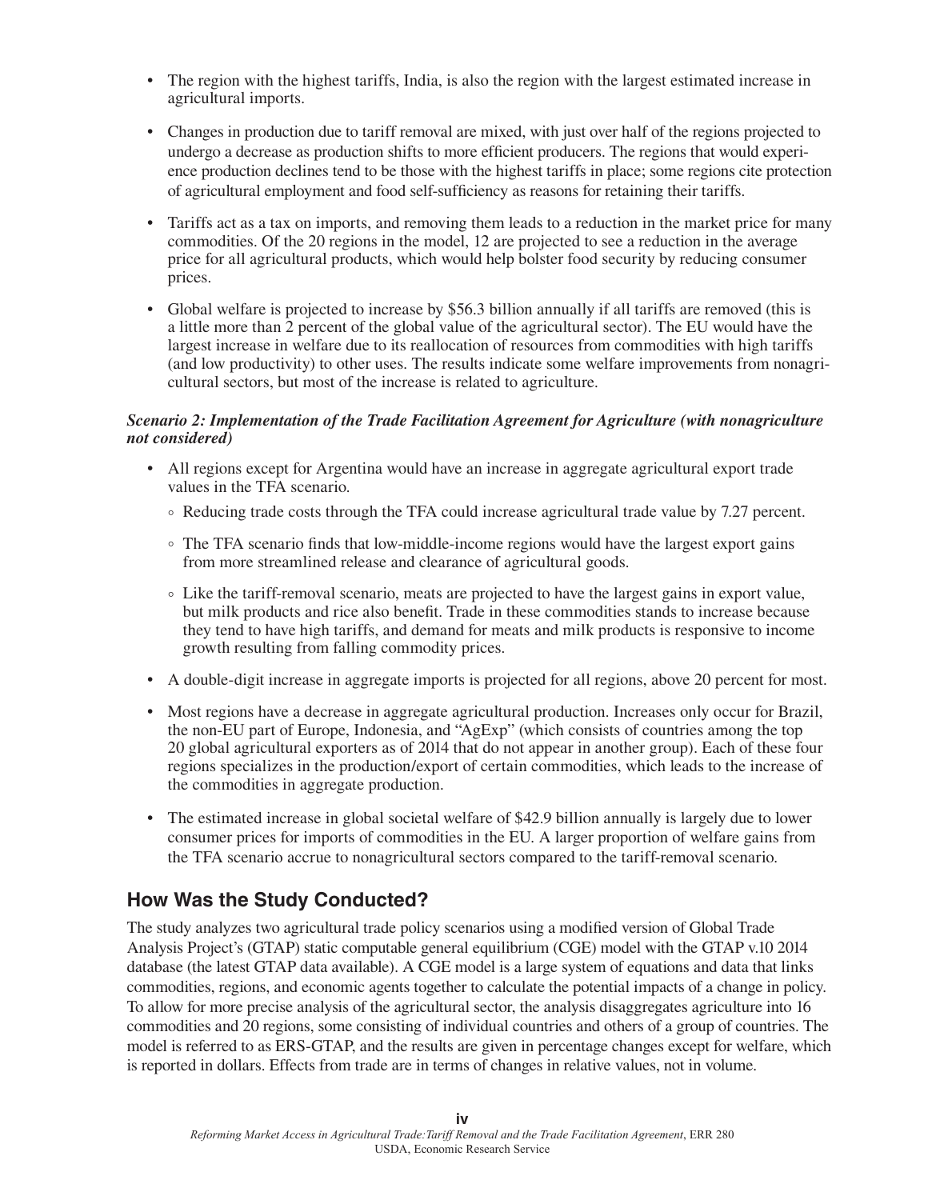- The region with the highest tariffs, India, is also the region with the largest estimated increase in agricultural imports.
- Changes in production due to tariff removal are mixed, with just over half of the regions projected to undergo a decrease as production shifts to more efficient producers. The regions that would experience production declines tend to be those with the highest tariffs in place; some regions cite protection of agricultural employment and food self-sufficiency as reasons for retaining their tariffs.
- Tariffs act as a tax on imports, and removing them leads to a reduction in the market price for many commodities. Of the 20 regions in the model, 12 are projected to see a reduction in the average price for all agricultural products, which would help bolster food security by reducing consumer prices.
- Global welfare is projected to increase by $56.3 billion annually if all tariffs are removed (this is a little more than 2 percent of the global value of the agricultural sector). The EU would have the largest increase in welfare due to its reallocation of resources from commodities with high tariffs (and low productivity) to other uses. The results indicate some welfare improvements from nonagricultural sectors, but most of the increase is related to agriculture.

***Scenario 2: Implementation of the Trade Facilitation Agreement for Agriculture (with nonagriculture not considered)***

- All regions except for Argentina would have an increase in aggregate agricultural export trade values in the TFA scenario.
  - Reducing trade costs through the TFA could increase agricultural trade value by 7.27 percent.
  - The TFA scenario finds that low-middle-income regions would have the largest export gains from more streamlined release and clearance of agricultural goods.
  - Like the tariff-removal scenario, meats are projected to have the largest gains in export value, but milk products and rice also benefit. Trade in these commodities stands to increase because they tend to have high tariffs, and demand for meats and milk products is responsive to income growth resulting from falling commodity prices.
- A double-digit increase in aggregate imports is projected for all regions, above 20 percent for most.
- Most regions have a decrease in aggregate agricultural production. Increases only occur for Brazil, the non-EU part of Europe, Indonesia, and "AgExp" (which consists of countries among the top 20 global agricultural exporters as of 2014 that do not appear in another group). Each of these four regions specializes in the production/export of certain commodities, which leads to the increase of the commodities in aggregate production.
- The estimated increase in global societal welfare of $42.9 billion annually is largely due to lower consumer prices for imports of commodities in the EU. A larger proportion of welfare gains from the TFA scenario accrue to nonagricultural sectors compared to the tariff-removal scenario.

## How Was the Study Conducted?

The study analyzes two agricultural trade policy scenarios using a modified version of Global Trade Analysis Project's (GTAP) static computable general equilibrium (CGE) model with the GTAP v.10 2014 database (the latest GTAP data available). A CGE model is a large system of equations and data that links commodities, regions, and economic agents together to calculate the potential impacts of a change in policy. To allow for more precise analysis of the agricultural sector, the analysis disaggregates agriculture into 16 commodities and 20 regions, some consisting of individual countries and others of a group of countries. The model is referred to as ERS-GTAP, and the results are given in percentage changes except for welfare, which is reported in dollars. Effects from trade are in terms of changes in relative values, not in volume.